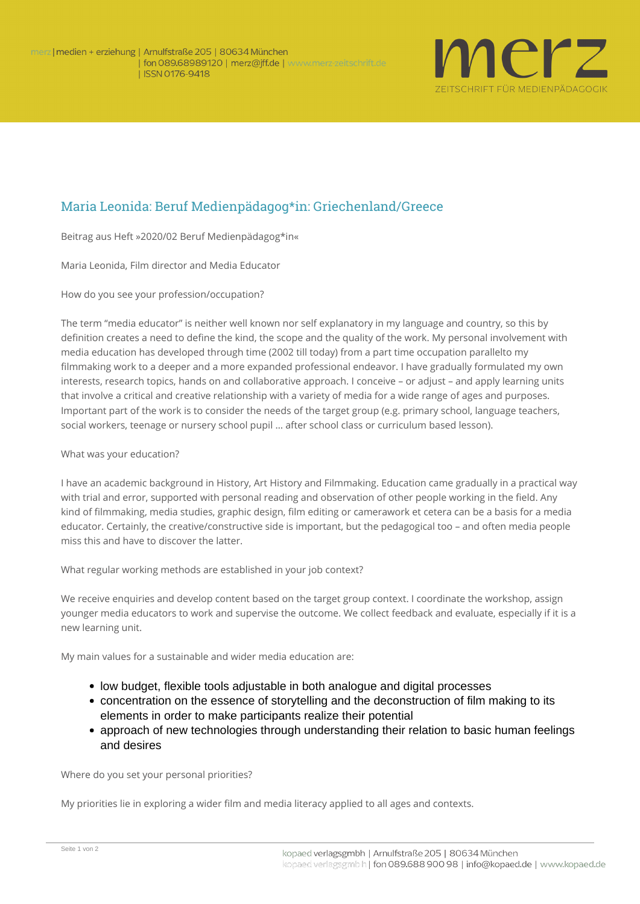# Maria Leonida: Beruf Medienpädagog*in: Griechenland/Greece

Beitrag aus Heft »2020/02 Beruf Medienpädagog*in«

Maria Leonida, Film director and Media Educator

How do you see your profession/occupation?

The term "media educator" is neither well known nor self explanatory in my language and country, so this by definition creates a need to define the kind, the scope and the quality of the work. My personal involvement with media education has developed through time (2002 till today) from a part time occupation parallelto my filmmaking work to a deeper and a more expanded professional endeavor. I have gradually formulated my own interests, research topics, hands on and collaborative approach. I conceive – or adjust – and apply learning units that involve a critical and creative relationship with a variety of media for a wide range of ages and purposes. Important part of the work is to consider the needs of the target group (e.g. primary school, language teachers, social workers, teenage or nursery school pupil ... after school class or curriculum based lesson).

What was your education?

I have an academic background in History, Art History and Filmmaking. Education came gradually in a practical way with trial and error, supported with personal reading and observation of other people working in the field. Any kind of filmmaking, media studies, graphic design, film editing or camerawork et cetera can be a basis for a media educator. Certainly, the creative/constructive side is important, but the pedagogical too – and often media people miss this and have to discover the latter.

What regular working methods are established in your job context?

We receive enquiries and develop content based on the target group context. I coordinate the workshop, assign younger media educators to work and supervise the outcome. We collect feedback and evaluate, especially if it is a new learning unit.

My main values for a sustainable and wider media education are:

- low budget, flexible tools adjustable in both analogue and digital processes
- concentration on the essence of storytelling and the deconstruction of film making to its elements in order to make participants realize their potential
- approach of new technologies through understanding their relation to basic human feelings and desires

Where do you set your personal priorities?

My priorities lie in exploring a wider film and media literacy applied to all ages and contexts.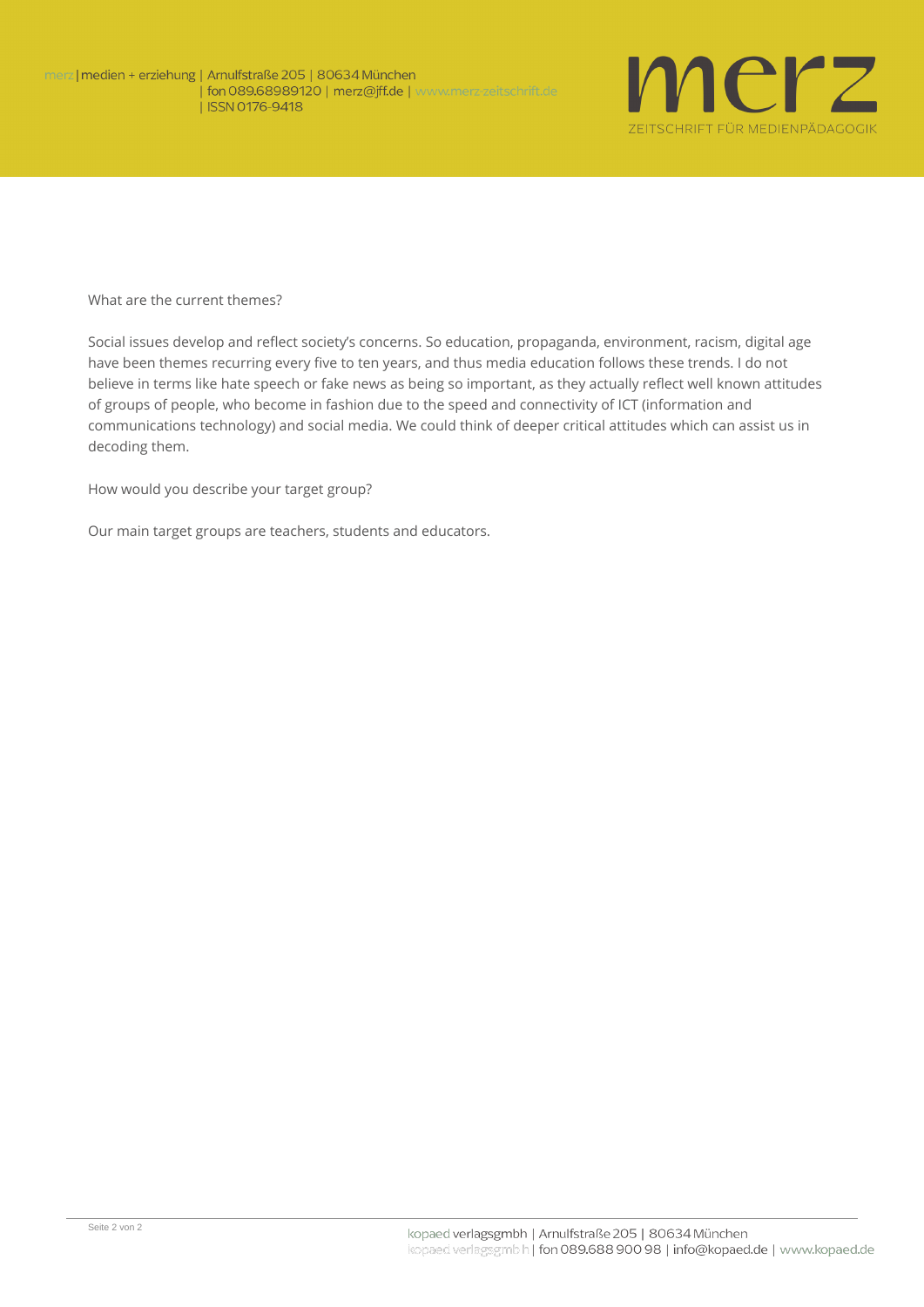What are the current themes?

Social issues develop and reflect society's concerns. So education, propaganda, environment, racism, digital age have been themes recurring every five to ten years, and thus media education follows these trends. I do not believe in terms like hate speech or fake news as being so important, as they actually reflect well known attitudes of groups of people, who become in fashion due to the speed and connectivity of ICT (information and communications technology) and social media. We could think of deeper critical attitudes which can assist us in decoding them.

How would you describe your target group?

Our main target groups are teachers, students and educators.